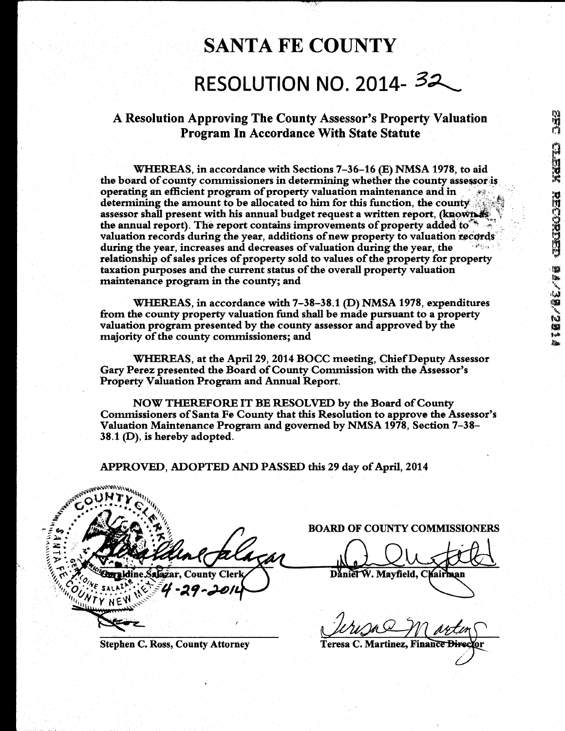# SANTA FE COUNTY

# RESOLUTION NO. 2014- 32

### A Resolution Approving The County Assessor's Property Valuation Program In Accordance With State Statute

**WHEREAS**, in accordance with Sections 7-36-16 (E) NMSA 1978, to aid the board of county commissioners in determining whether the county assessor is operating an efficient program of property valuation maintenance and in determining the amount to be allocated to him for this function, the county assessor shall present with his annual budget request a written report, (known as the annual report). The report contains improvements of property added to valuation records during the year, additions of new property to valuation records during the year, increases and decreases of valuation during the year, the relationship of sales prices of property sold to values of the property for property taxation purposes and the current status of the overall property valuation maintenance program in the county; and

**WHEREAS**, in accordance with 7-38-38.1 (D) NMSA 1978, expenditures from the county property valuation fund shall be made pursuant to a property valuation program presented by the county assessor and approved by the majority of the county commissioners; and

**WHEREAS**, at the April 29, 2014 BOCC meeting, Chief Deputy Assessor Gary Perez presented the Board of County Commission with the Assessor's Property Valuation Program and Annual Report.

**NOW THEREFORE IT BE RESOLVED** by the Board of County Commissioners of Santa Fe County that this Resolution to approve the Assessor's Valuation Maintenance Program and governed by NMSA 1978, Section 7-38-38.1 (D), is hereby adopted.

**APPROVED, ADOPTED AND PASSED** this 29 day of April, 2014

**BOARD OF COUNTY COMMISSIONERS**

Geraldine Salazar, County Clerk
4-29-2014

Daniel W. Mayfield, Chairman

Stephen C. Ross, County Attorney

Teresa C. Martinez, Finance Director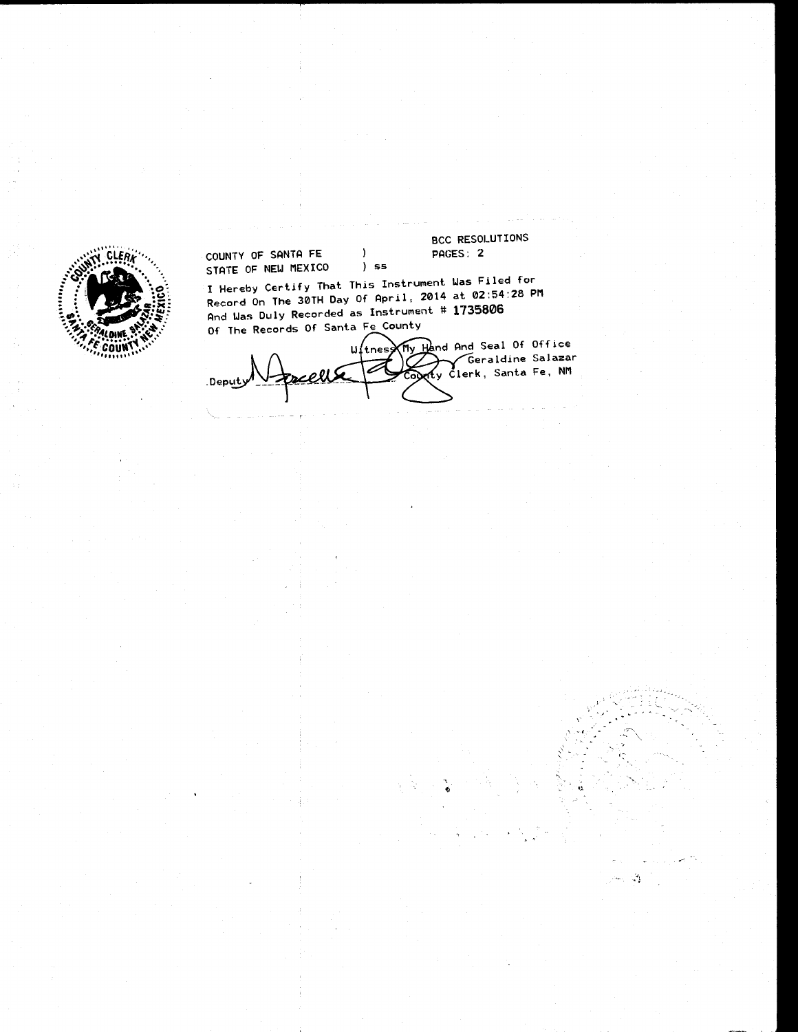COUNTY OF SANTA FE )
STATE OF NEW MEXICO ) ss

BCC RESOLUTIONS
PAGES: 2

I Hereby Certify That This Instrument Was Filed for Record On The 30TH Day Of April, 2014 at 02:54:28 PM And Was Duly Recorded as Instrument # **1735806** Of The Records Of Santa Fe County

Witness My Hand And Seal Of Office
Geraldine Salazar
County Clerk, Santa Fe, NM

Deputy